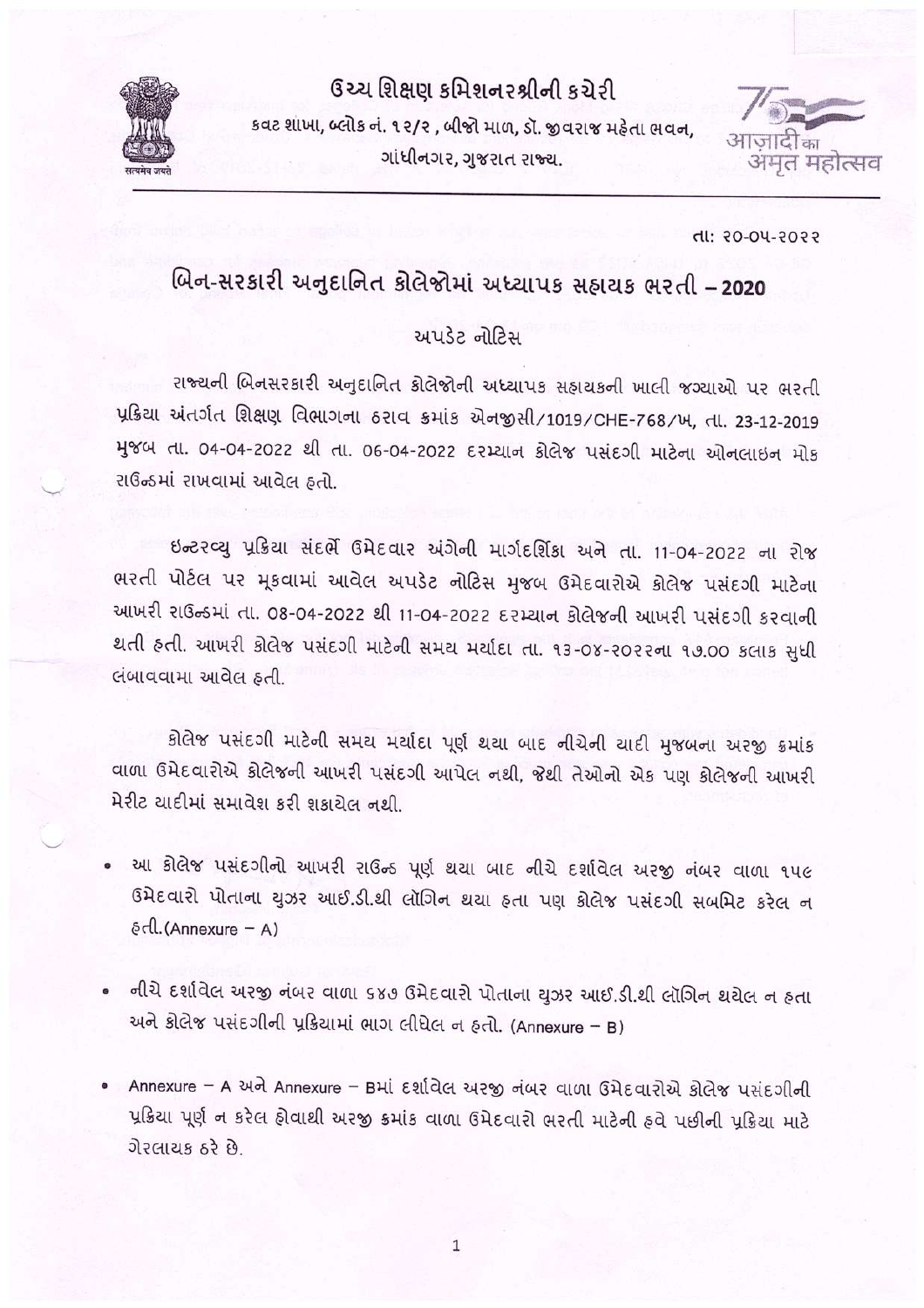# ઉચ્ચ શિક્ષણ કમિશનરશ્રીની કચેરી

કવટ શાખા, બ્લોક નં. ૧૨/૨ , બીજો માળ, ડૉ. જીવરાજ મહેતા ભવન,
ગાંધીનગર, ગુજરાત રાજ્ય.

તા: ૨૦-૦૫-૨૦૨૨

## બિન-સરકારી અનુદાનિત કોલેજોમાં અધ્યાપક સહાયક ભરતી – 2020

### અપડેટ નોટિસ

રાજ્યની બિનસરકારી અનુદાનિત કોલેજોની અધ્યાપક સહાયકની ખાલી જગ્યાઓ પર ભરતી પ્રક્રિયા અંતર્ગત શિક્ષણ વિભાગના ઠરાવ ક્રમાંક એનજીસી/1019/CHE-768/ખ, તા. 23-12-2019 મુજબ તા. 04-04-2022 થી તા. 06-04-2022 દરમ્યાન કોલેજ પસંદગી માટેના ઓનલાઇન મોક રાઉન્ડમાં રાખવામાં આવેલ હતો.

ઇન્ટરવ્યુ પ્રક્રિયા સંદર્ભે ઉમેદવાર અંગેની માર્ગદર્શિકા અને તા. 11-04-2022 ના રોજ ભરતી પોર્ટલ પર મૂકવામાં આવેલ અપડેટ નોટિસ મુજબ ઉમેદવારોએ કોલેજ પસંદગી માટેના આખરી રાઉન્ડમાં તા. 08-04-2022 થી 11-04-2022 દરમ્યાન કોલેજની આખરી પસંદગી કરવાની થતી હતી. આખરી કોલેજ પસંદગી માટેની સમય મર્યાદા તા. ૧૩-૦૪-૨૦૨૨ના ૧૭.૦૦ કલાક સુધી લંબાવવામા આવેલ હતી.

કોલેજ પસંદગી માટેની સમય મર્યાદા પૂર્ણ થયા બાદ નીચેની યાદી મુજબના અરજી ક્રમાંક વાળા ઉમેદવારોએ કોલેજની આખરી પસંદગી આપેલ નથી, જેથી તેઓનો એક પણ કોલેજની આખરી મેરીટ યાદીમાં સમાવેશ કરી શકાયેલ નથી.

- આ કોલેજ પસંદગીનો આખરી રાઉન્ડ પૂર્ણ થયા બાદ નીચે દર્શાવેલ અરજી નંબર વાળા ૧૫૯ ઉમેદવારો પોતાના યુઝર આઈ.ડી.થી લૉગિન થયા હતા પણ કોલેજ પસંદગી સબમિટ કરેલ ન હતી.(Annexure – A)
- નીચે દર્શાવેલ અરજી નંબર વાળા ૬૪૭ ઉમેદવારો પોતાના યુઝર આઈ.ડી.થી લૉગિન થયેલ ન હતા અને કોલેજ પસંદગીની પ્રક્રિયામાં ભાગ લીધેલ ન હતો. (Annexure – B)
- Annexure – A અને Annexure – Bમાં દર્શાવેલ અરજી નંબર વાળા ઉમેદવારોએ કોલેજ પસંદગીની પ્રક્રિયા પૂર્ણ ન કરેલ હોવાથી અરજી ક્રમાંક વાળા ઉમેદવારો ભરતી માટેની હવે પછીની પ્રક્રિયા માટે ગેરલાયક ઠરે છે.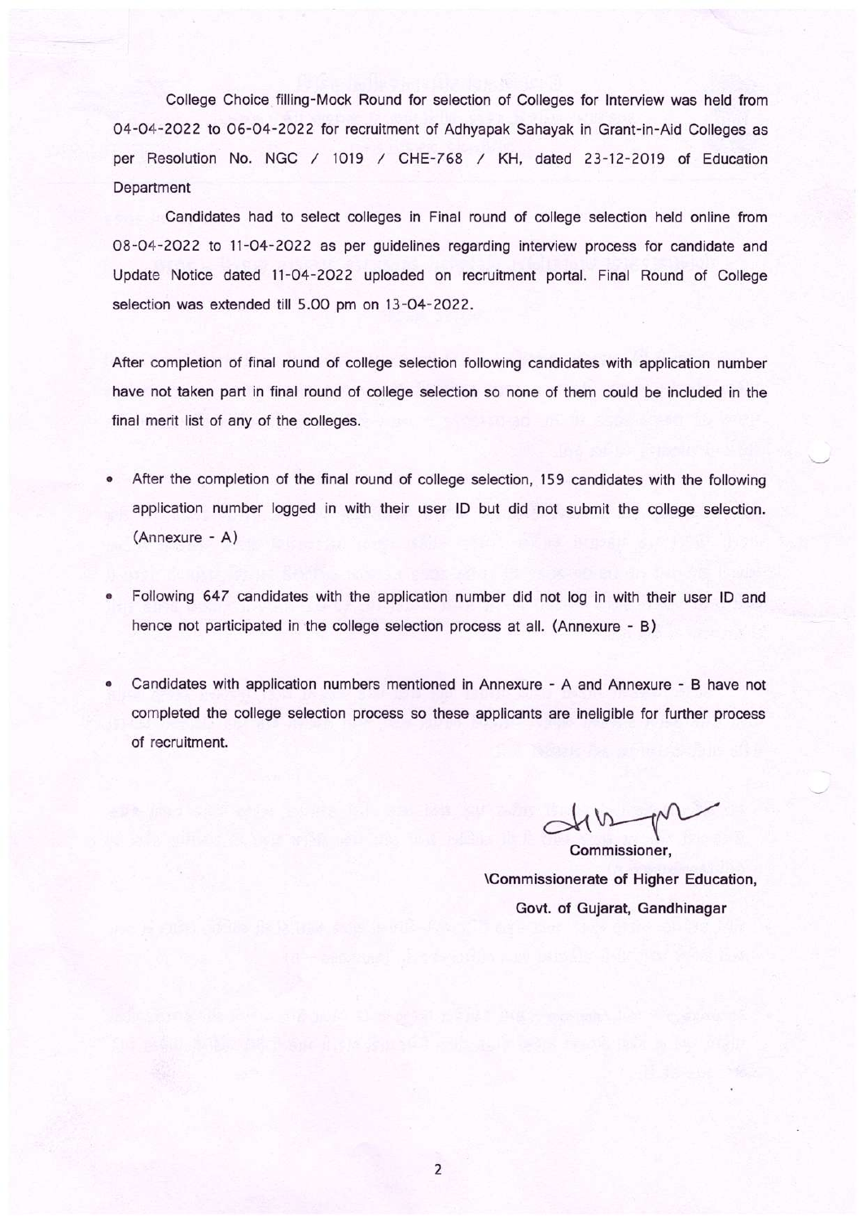College Choice filling-Mock Round for selection of Colleges for Interview was held from 04-04-2022 to 06-04-2022 for recruitment of Adhyapak Sahayak in Grant-in-Aid Colleges as per Resolution No. NGC / 1019 / CHE-768 / KH, dated 23-12-2019 of Education Department

Candidates had to select colleges in Final round of college selection held online from 08-04-2022 to 11-04-2022 as per guidelines regarding interview process for candidate and Update Notice dated 11-04-2022 uploaded on recruitment portal. Final Round of College selection was extended till 5.00 pm on 13-04-2022.

After completion of final round of college selection following candidates with application number have not taken part in final round of college selection so none of them could be included in the final merit list of any of the colleges.

- After the completion of the final round of college selection, 159 candidates with the following application number logged in with their user ID but did not submit the college selection. (Annexure - A)
- Following 647 candidates with the application number did not log in with their user ID and hence not participated in the college selection process at all. (Annexure - B)
- Candidates with application numbers mentioned in Annexure - A and Annexure - B have not completed the college selection process so these applicants are ineligible for further process of recruitment.

Commissioner,

\Commissionerate of Higher Education,

Govt. of Gujarat, Gandhinagar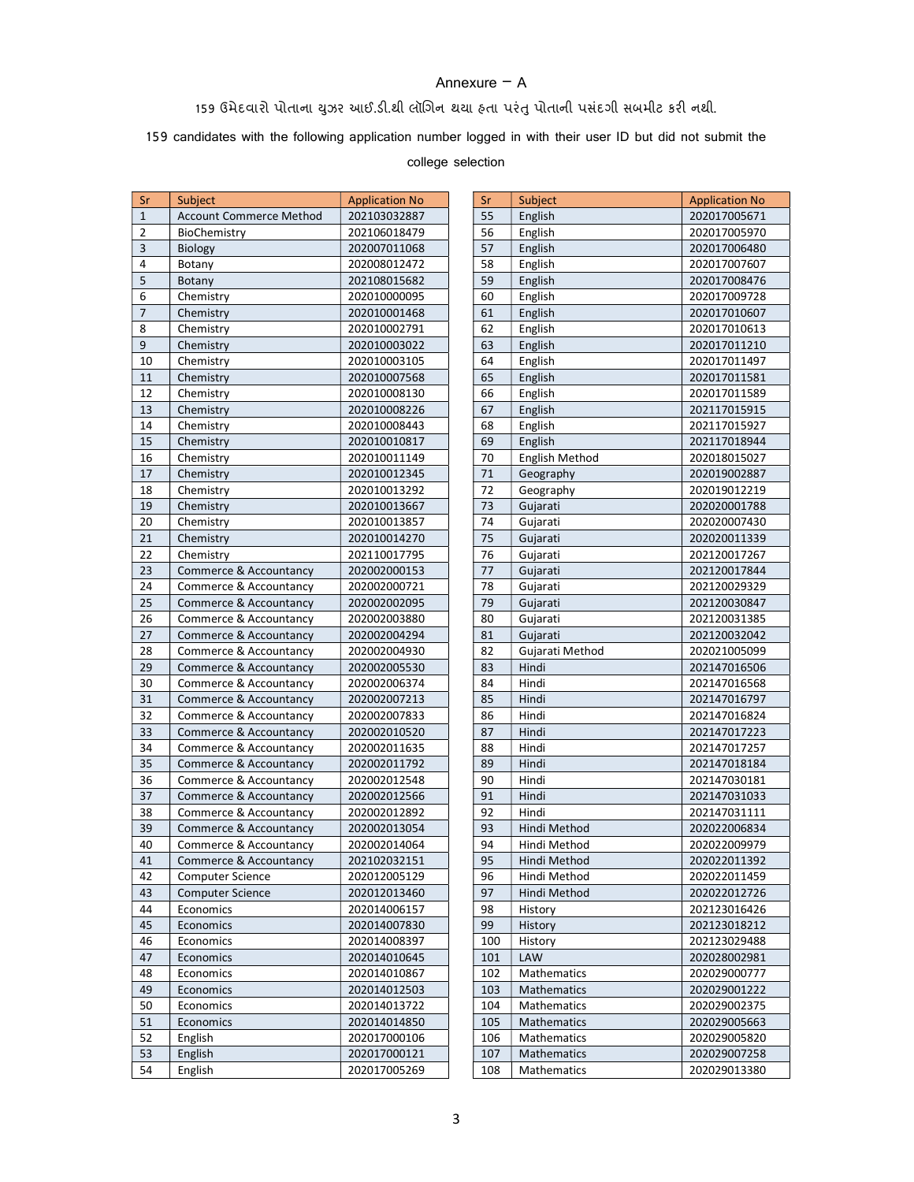## Annexure – A

159 ઉમેદવારો પોતાના યુઝર આઈ.ડી.થી લૉગિન થયા હતા પરંતુ પોતાની પસંદગી સબમીટ કરી નથી.

159 candidates with the following application number logged in with their user ID but did not submit the college selection

| Sr | Subject | Application No |
|---|---|---|
| 1 | Account Commerce Method | 202103032887 |
| 2 | BioChemistry | 202106018479 |
| 3 | Biology | 202007011068 |
| 4 | Botany | 202008012472 |
| 5 | Botany | 202108015682 |
| 6 | Chemistry | 202010000095 |
| 7 | Chemistry | 202010001468 |
| 8 | Chemistry | 202010002791 |
| 9 | Chemistry | 202010003022 |
| 10 | Chemistry | 202010003105 |
| 11 | Chemistry | 202010007568 |
| 12 | Chemistry | 202010008130 |
| 13 | Chemistry | 202010008226 |
| 14 | Chemistry | 202010008443 |
| 15 | Chemistry | 202010010817 |
| 16 | Chemistry | 202010011149 |
| 17 | Chemistry | 202010012345 |
| 18 | Chemistry | 202010013292 |
| 19 | Chemistry | 202010013667 |
| 20 | Chemistry | 202010013857 |
| 21 | Chemistry | 202010014270 |
| 22 | Chemistry | 202110017795 |
| 23 | Commerce & Accountancy | 202002000153 |
| 24 | Commerce & Accountancy | 202002000721 |
| 25 | Commerce & Accountancy | 202002002095 |
| 26 | Commerce & Accountancy | 202002003880 |
| 27 | Commerce & Accountancy | 202002004294 |
| 28 | Commerce & Accountancy | 202002004930 |
| 29 | Commerce & Accountancy | 202002005530 |
| 30 | Commerce & Accountancy | 202002006374 |
| 31 | Commerce & Accountancy | 202002007213 |
| 32 | Commerce & Accountancy | 202002007833 |
| 33 | Commerce & Accountancy | 202002010520 |
| 34 | Commerce & Accountancy | 202002011635 |
| 35 | Commerce & Accountancy | 202002011792 |
| 36 | Commerce & Accountancy | 202002012548 |
| 37 | Commerce & Accountancy | 202002012566 |
| 38 | Commerce & Accountancy | 202002012892 |
| 39 | Commerce & Accountancy | 202002013054 |
| 40 | Commerce & Accountancy | 202002014064 |
| 41 | Commerce & Accountancy | 202102032151 |
| 42 | Computer Science | 202012005129 |
| 43 | Computer Science | 202012013460 |
| 44 | Economics | 202014006157 |
| 45 | Economics | 202014007830 |
| 46 | Economics | 202014008397 |
| 47 | Economics | 202014010645 |
| 48 | Economics | 202014010867 |
| 49 | Economics | 202014012503 |
| 50 | Economics | 202014013722 |
| 51 | Economics | 202014014850 |
| 52 | English | 202017000106 |
| 53 | English | 202017000121 |
| 54 | English | 202017005269 |
| 55 | English | 202017005671 |
| 56 | English | 202017005970 |
| 57 | English | 202017006480 |
| 58 | English | 202017007607 |
| 59 | English | 202017008476 |
| 60 | English | 202017009728 |
| 61 | English | 202017010607 |
| 62 | English | 202017010613 |
| 63 | English | 202017011210 |
| 64 | English | 202017011497 |
| 65 | English | 202017011581 |
| 66 | English | 202017011589 |
| 67 | English | 202117015915 |
| 68 | English | 202117015927 |
| 69 | English | 202117018944 |
| 70 | English Method | 202018015027 |
| 71 | Geography | 202019002887 |
| 72 | Geography | 202019012219 |
| 73 | Gujarati | 202020001788 |
| 74 | Gujarati | 202020007430 |
| 75 | Gujarati | 202020011339 |
| 76 | Gujarati | 202120017267 |
| 77 | Gujarati | 202120017844 |
| 78 | Gujarati | 202120029329 |
| 79 | Gujarati | 202120030847 |
| 80 | Gujarati | 202120031385 |
| 81 | Gujarati | 202120032042 |
| 82 | Gujarati Method | 202021005099 |
| 83 | Hindi | 202147016506 |
| 84 | Hindi | 202147016568 |
| 85 | Hindi | 202147016797 |
| 86 | Hindi | 202147016824 |
| 87 | Hindi | 202147017223 |
| 88 | Hindi | 202147017257 |
| 89 | Hindi | 202147018184 |
| 90 | Hindi | 202147030181 |
| 91 | Hindi | 202147031033 |
| 92 | Hindi | 202147031111 |
| 93 | Hindi Method | 202022006834 |
| 94 | Hindi Method | 202022009979 |
| 95 | Hindi Method | 202022011392 |
| 96 | Hindi Method | 202022011459 |
| 97 | Hindi Method | 202022012726 |
| 98 | History | 202123016426 |
| 99 | History | 202123018212 |
| 100 | History | 202123029488 |
| 101 | LAW | 202028002981 |
| 102 | Mathematics | 202029000777 |
| 103 | Mathematics | 202029001222 |
| 104 | Mathematics | 202029002375 |
| 105 | Mathematics | 202029005663 |
| 106 | Mathematics | 202029005820 |
| 107 | Mathematics | 202029007258 |
| 108 | Mathematics | 202029013380 |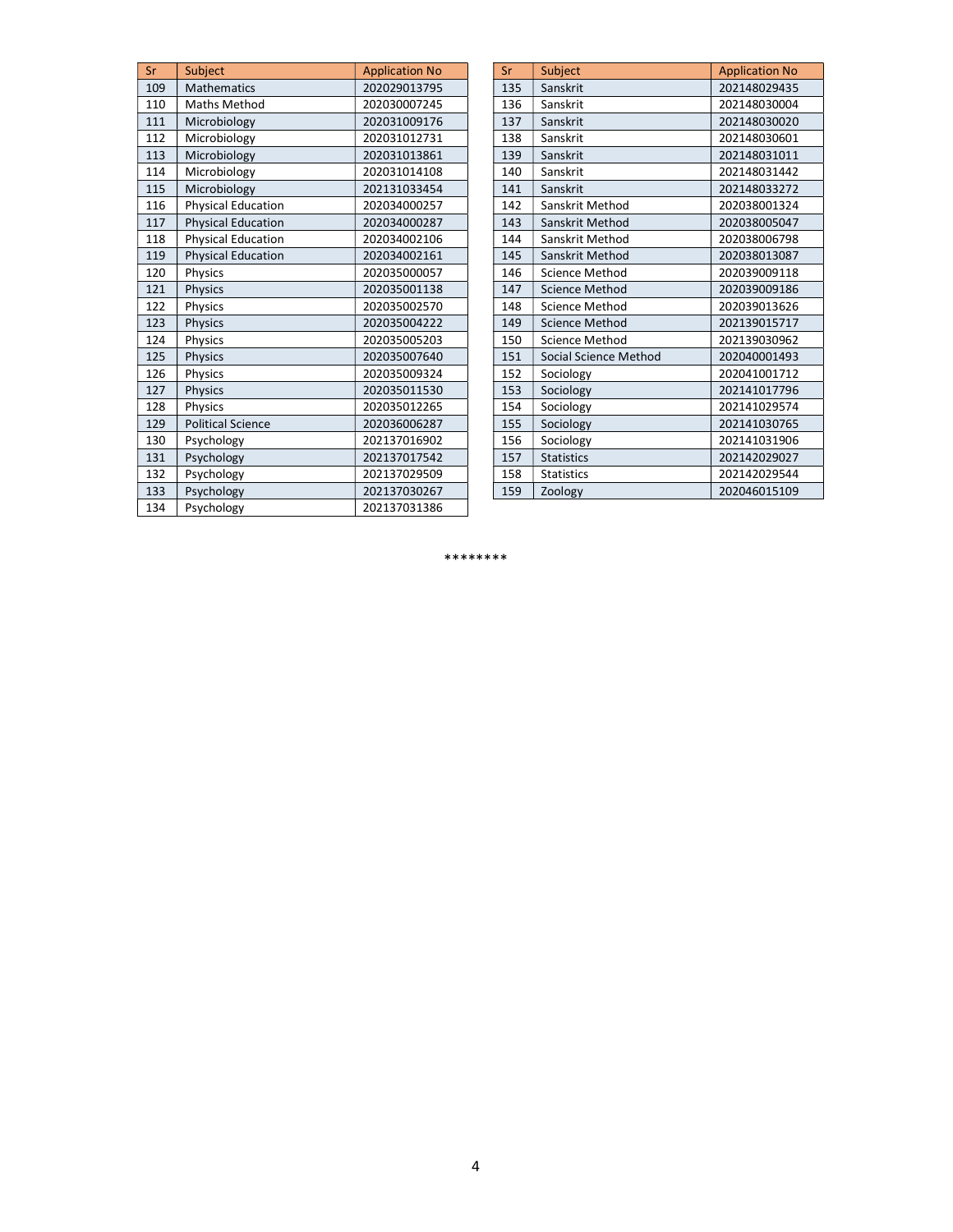| Sr | Subject | Application No |
|---|---|---|
| 109 | Mathematics | 202029013795 |
| 110 | Maths Method | 202030007245 |
| 111 | Microbiology | 202031009176 |
| 112 | Microbiology | 202031012731 |
| 113 | Microbiology | 202031013861 |
| 114 | Microbiology | 202031014108 |
| 115 | Microbiology | 202131033454 |
| 116 | Physical Education | 202034000257 |
| 117 | Physical Education | 202034000287 |
| 118 | Physical Education | 202034002106 |
| 119 | Physical Education | 202034002161 |
| 120 | Physics | 202035000057 |
| 121 | Physics | 202035001138 |
| 122 | Physics | 202035002570 |
| 123 | Physics | 202035004222 |
| 124 | Physics | 202035005203 |
| 125 | Physics | 202035007640 |
| 126 | Physics | 202035009324 |
| 127 | Physics | 202035011530 |
| 128 | Physics | 202035012265 |
| 129 | Political Science | 202036006287 |
| 130 | Psychology | 202137016902 |
| 131 | Psychology | 202137017542 |
| 132 | Psychology | 202137029509 |
| 133 | Psychology | 202137030267 |
| 134 | Psychology | 202137031386 |
| 135 | Sanskrit | 202148029435 |
| 136 | Sanskrit | 202148030004 |
| 137 | Sanskrit | 202148030020 |
| 138 | Sanskrit | 202148030601 |
| 139 | Sanskrit | 202148031011 |
| 140 | Sanskrit | 202148031442 |
| 141 | Sanskrit | 202148033272 |
| 142 | Sanskrit Method | 202038001324 |
| 143 | Sanskrit Method | 202038005047 |
| 144 | Sanskrit Method | 202038006798 |
| 145 | Sanskrit Method | 202038013087 |
| 146 | Science Method | 202039009118 |
| 147 | Science Method | 202039009186 |
| 148 | Science Method | 202039013626 |
| 149 | Science Method | 202139015717 |
| 150 | Science Method | 202139030962 |
| 151 | Social Science Method | 202040001493 |
| 152 | Sociology | 202041001712 |
| 153 | Sociology | 202141017796 |
| 154 | Sociology | 202141029574 |
| 155 | Sociology | 202141030765 |
| 156 | Sociology | 202141031906 |
| 157 | Statistics | 202142029027 |
| 158 | Statistics | 202142029544 |
| 159 | Zoology | 202046015109 |

********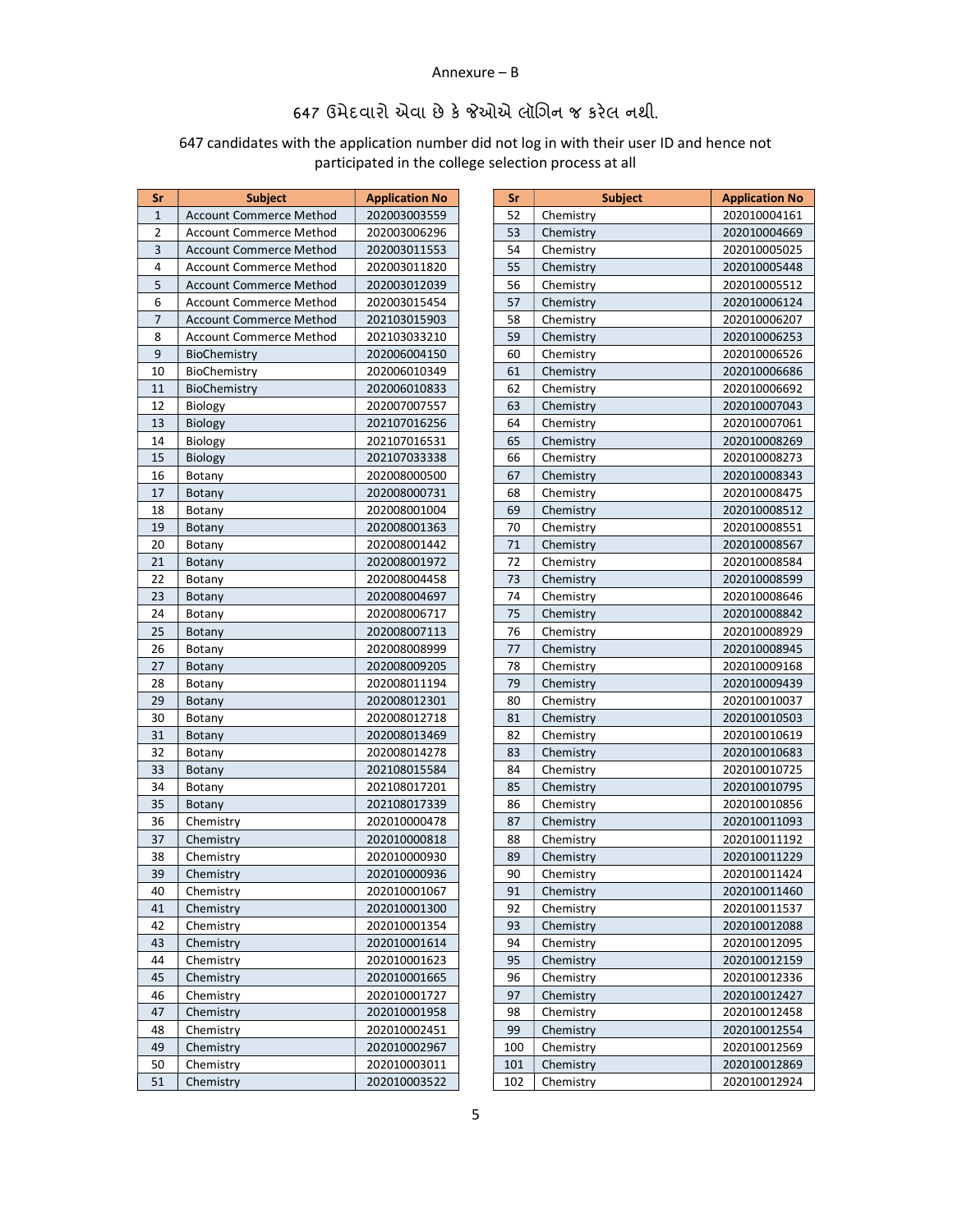Annexure – B

## 647 ઉમેદવારો એવા છે કે જેઓએ લૉગિન જ કરેલ નથી.

647 candidates with the application number did not log in with their user ID and hence not participated in the college selection process at all

| Sr | Subject | Application No |
|---|---|---|
| 1 | Account Commerce Method | 202003003559 |
| 2 | Account Commerce Method | 202003006296 |
| 3 | Account Commerce Method | 202003011553 |
| 4 | Account Commerce Method | 202003011820 |
| 5 | Account Commerce Method | 202003012039 |
| 6 | Account Commerce Method | 202003015454 |
| 7 | Account Commerce Method | 202103015903 |
| 8 | Account Commerce Method | 202103033210 |
| 9 | BioChemistry | 202006004150 |
| 10 | BioChemistry | 202006010349 |
| 11 | BioChemistry | 202006010833 |
| 12 | Biology | 202007007557 |
| 13 | Biology | 202107016256 |
| 14 | Biology | 202107016531 |
| 15 | Biology | 202107033338 |
| 16 | Botany | 202008000500 |
| 17 | Botany | 202008000731 |
| 18 | Botany | 202008001004 |
| 19 | Botany | 202008001363 |
| 20 | Botany | 202008001442 |
| 21 | Botany | 202008001972 |
| 22 | Botany | 202008004458 |
| 23 | Botany | 202008004697 |
| 24 | Botany | 202008006717 |
| 25 | Botany | 202008007113 |
| 26 | Botany | 202008008999 |
| 27 | Botany | 202008009205 |
| 28 | Botany | 202008011194 |
| 29 | Botany | 202008012301 |
| 30 | Botany | 202008012718 |
| 31 | Botany | 202008013469 |
| 32 | Botany | 202008014278 |
| 33 | Botany | 202108015584 |
| 34 | Botany | 202108017201 |
| 35 | Botany | 202108017339 |
| 36 | Chemistry | 202010000478 |
| 37 | Chemistry | 202010000818 |
| 38 | Chemistry | 202010000930 |
| 39 | Chemistry | 202010000936 |
| 40 | Chemistry | 202010001067 |
| 41 | Chemistry | 202010001300 |
| 42 | Chemistry | 202010001354 |
| 43 | Chemistry | 202010001614 |
| 44 | Chemistry | 202010001623 |
| 45 | Chemistry | 202010001665 |
| 46 | Chemistry | 202010001727 |
| 47 | Chemistry | 202010001958 |
| 48 | Chemistry | 202010002451 |
| 49 | Chemistry | 202010002967 |
| 50 | Chemistry | 202010003011 |
| 51 | Chemistry | 202010003522 |
| 52 | Chemistry | 202010004161 |
| 53 | Chemistry | 202010004669 |
| 54 | Chemistry | 202010005025 |
| 55 | Chemistry | 202010005448 |
| 56 | Chemistry | 202010005512 |
| 57 | Chemistry | 202010006124 |
| 58 | Chemistry | 202010006207 |
| 59 | Chemistry | 202010006253 |
| 60 | Chemistry | 202010006526 |
| 61 | Chemistry | 202010006686 |
| 62 | Chemistry | 202010006692 |
| 63 | Chemistry | 202010007043 |
| 64 | Chemistry | 202010007061 |
| 65 | Chemistry | 202010008269 |
| 66 | Chemistry | 202010008273 |
| 67 | Chemistry | 202010008343 |
| 68 | Chemistry | 202010008475 |
| 69 | Chemistry | 202010008512 |
| 70 | Chemistry | 202010008551 |
| 71 | Chemistry | 202010008567 |
| 72 | Chemistry | 202010008584 |
| 73 | Chemistry | 202010008599 |
| 74 | Chemistry | 202010008646 |
| 75 | Chemistry | 202010008842 |
| 76 | Chemistry | 202010008929 |
| 77 | Chemistry | 202010008945 |
| 78 | Chemistry | 202010009168 |
| 79 | Chemistry | 202010009439 |
| 80 | Chemistry | 202010010037 |
| 81 | Chemistry | 202010010503 |
| 82 | Chemistry | 202010010619 |
| 83 | Chemistry | 202010010683 |
| 84 | Chemistry | 202010010725 |
| 85 | Chemistry | 202010010795 |
| 86 | Chemistry | 202010010856 |
| 87 | Chemistry | 202010011093 |
| 88 | Chemistry | 202010011192 |
| 89 | Chemistry | 202010011229 |
| 90 | Chemistry | 202010011424 |
| 91 | Chemistry | 202010011460 |
| 92 | Chemistry | 202010011537 |
| 93 | Chemistry | 202010012088 |
| 94 | Chemistry | 202010012095 |
| 95 | Chemistry | 202010012159 |
| 96 | Chemistry | 202010012336 |
| 97 | Chemistry | 202010012427 |
| 98 | Chemistry | 202010012458 |
| 99 | Chemistry | 202010012554 |
| 100 | Chemistry | 202010012569 |
| 101 | Chemistry | 202010012869 |
| 102 | Chemistry | 202010012924 |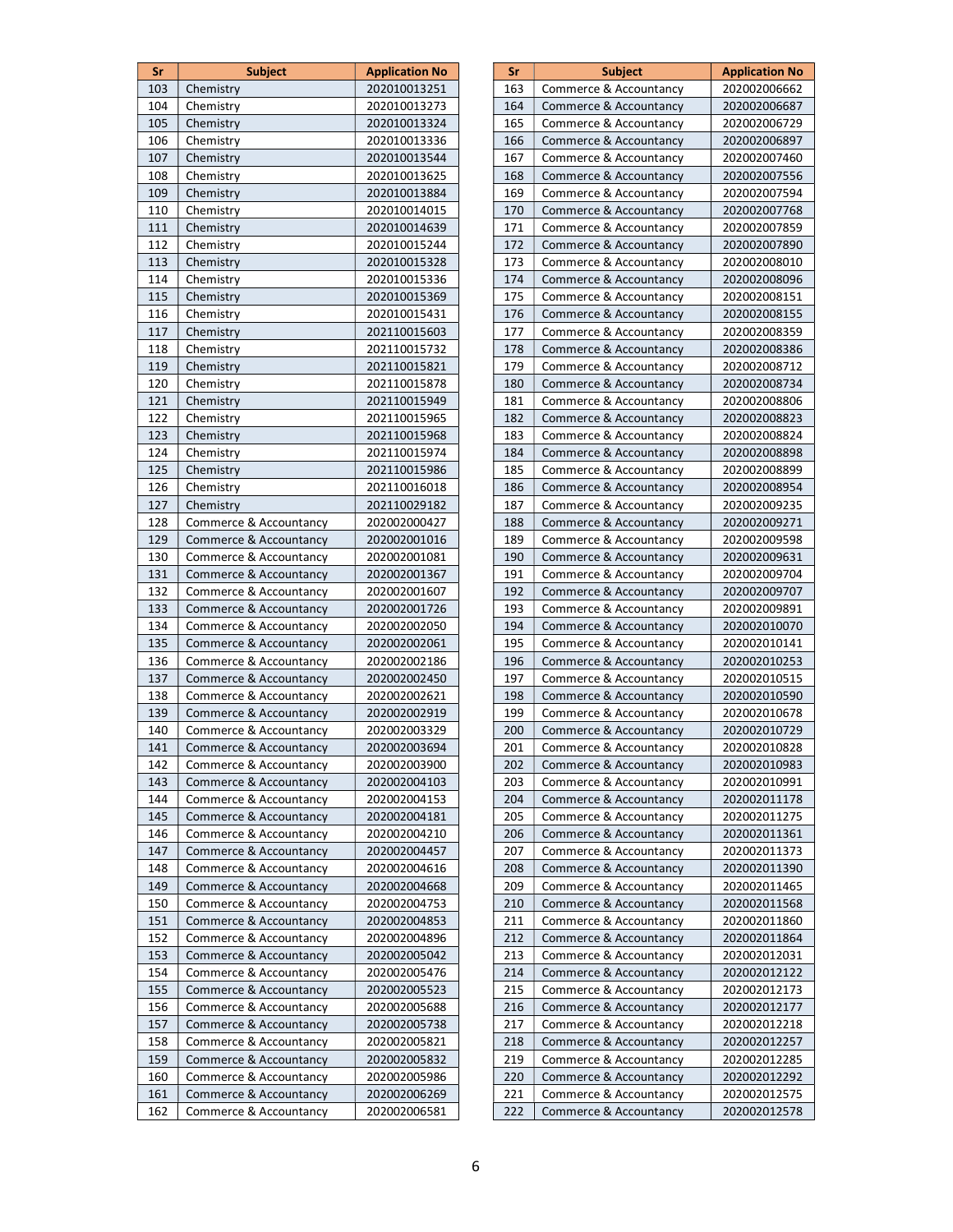| Sr | Subject | Application No |
|---|---|---|
| 103 | Chemistry | 202010013251 |
| 104 | Chemistry | 202010013273 |
| 105 | Chemistry | 202010013324 |
| 106 | Chemistry | 202010013336 |
| 107 | Chemistry | 202010013544 |
| 108 | Chemistry | 202010013625 |
| 109 | Chemistry | 202010013884 |
| 110 | Chemistry | 202010014015 |
| 111 | Chemistry | 202010014639 |
| 112 | Chemistry | 202010015244 |
| 113 | Chemistry | 202010015328 |
| 114 | Chemistry | 202010015336 |
| 115 | Chemistry | 202010015369 |
| 116 | Chemistry | 202010015431 |
| 117 | Chemistry | 202110015603 |
| 118 | Chemistry | 202110015732 |
| 119 | Chemistry | 202110015821 |
| 120 | Chemistry | 202110015878 |
| 121 | Chemistry | 202110015949 |
| 122 | Chemistry | 202110015965 |
| 123 | Chemistry | 202110015968 |
| 124 | Chemistry | 202110015974 |
| 125 | Chemistry | 202110015986 |
| 126 | Chemistry | 202110016018 |
| 127 | Chemistry | 202110029182 |
| 128 | Commerce & Accountancy | 202002000427 |
| 129 | Commerce & Accountancy | 202002001016 |
| 130 | Commerce & Accountancy | 202002001081 |
| 131 | Commerce & Accountancy | 202002001367 |
| 132 | Commerce & Accountancy | 202002001607 |
| 133 | Commerce & Accountancy | 202002001726 |
| 134 | Commerce & Accountancy | 202002002050 |
| 135 | Commerce & Accountancy | 202002002061 |
| 136 | Commerce & Accountancy | 202002002186 |
| 137 | Commerce & Accountancy | 202002002450 |
| 138 | Commerce & Accountancy | 202002002621 |
| 139 | Commerce & Accountancy | 202002002919 |
| 140 | Commerce & Accountancy | 202002003329 |
| 141 | Commerce & Accountancy | 202002003694 |
| 142 | Commerce & Accountancy | 202002003900 |
| 143 | Commerce & Accountancy | 202002004103 |
| 144 | Commerce & Accountancy | 202002004153 |
| 145 | Commerce & Accountancy | 202002004181 |
| 146 | Commerce & Accountancy | 202002004210 |
| 147 | Commerce & Accountancy | 202002004457 |
| 148 | Commerce & Accountancy | 202002004616 |
| 149 | Commerce & Accountancy | 202002004668 |
| 150 | Commerce & Accountancy | 202002004753 |
| 151 | Commerce & Accountancy | 202002004853 |
| 152 | Commerce & Accountancy | 202002004896 |
| 153 | Commerce & Accountancy | 202002005042 |
| 154 | Commerce & Accountancy | 202002005476 |
| 155 | Commerce & Accountancy | 202002005523 |
| 156 | Commerce & Accountancy | 202002005688 |
| 157 | Commerce & Accountancy | 202002005738 |
| 158 | Commerce & Accountancy | 202002005821 |
| 159 | Commerce & Accountancy | 202002005832 |
| 160 | Commerce & Accountancy | 202002005986 |
| 161 | Commerce & Accountancy | 202002006269 |
| 162 | Commerce & Accountancy | 202002006581 |
| 163 | Commerce & Accountancy | 202002006662 |
| 164 | Commerce & Accountancy | 202002006687 |
| 165 | Commerce & Accountancy | 202002006729 |
| 166 | Commerce & Accountancy | 202002006897 |
| 167 | Commerce & Accountancy | 202002007460 |
| 168 | Commerce & Accountancy | 202002007556 |
| 169 | Commerce & Accountancy | 202002007594 |
| 170 | Commerce & Accountancy | 202002007768 |
| 171 | Commerce & Accountancy | 202002007859 |
| 172 | Commerce & Accountancy | 202002007890 |
| 173 | Commerce & Accountancy | 202002008010 |
| 174 | Commerce & Accountancy | 202002008096 |
| 175 | Commerce & Accountancy | 202002008151 |
| 176 | Commerce & Accountancy | 202002008155 |
| 177 | Commerce & Accountancy | 202002008359 |
| 178 | Commerce & Accountancy | 202002008386 |
| 179 | Commerce & Accountancy | 202002008712 |
| 180 | Commerce & Accountancy | 202002008734 |
| 181 | Commerce & Accountancy | 202002008806 |
| 182 | Commerce & Accountancy | 202002008823 |
| 183 | Commerce & Accountancy | 202002008824 |
| 184 | Commerce & Accountancy | 202002008898 |
| 185 | Commerce & Accountancy | 202002008899 |
| 186 | Commerce & Accountancy | 202002008954 |
| 187 | Commerce & Accountancy | 202002009235 |
| 188 | Commerce & Accountancy | 202002009271 |
| 189 | Commerce & Accountancy | 202002009598 |
| 190 | Commerce & Accountancy | 202002009631 |
| 191 | Commerce & Accountancy | 202002009704 |
| 192 | Commerce & Accountancy | 202002009707 |
| 193 | Commerce & Accountancy | 202002009891 |
| 194 | Commerce & Accountancy | 202002010070 |
| 195 | Commerce & Accountancy | 202002010141 |
| 196 | Commerce & Accountancy | 202002010253 |
| 197 | Commerce & Accountancy | 202002010515 |
| 198 | Commerce & Accountancy | 202002010590 |
| 199 | Commerce & Accountancy | 202002010678 |
| 200 | Commerce & Accountancy | 202002010729 |
| 201 | Commerce & Accountancy | 202002010828 |
| 202 | Commerce & Accountancy | 202002010983 |
| 203 | Commerce & Accountancy | 202002010991 |
| 204 | Commerce & Accountancy | 202002011178 |
| 205 | Commerce & Accountancy | 202002011275 |
| 206 | Commerce & Accountancy | 202002011361 |
| 207 | Commerce & Accountancy | 202002011373 |
| 208 | Commerce & Accountancy | 202002011390 |
| 209 | Commerce & Accountancy | 202002011465 |
| 210 | Commerce & Accountancy | 202002011568 |
| 211 | Commerce & Accountancy | 202002011860 |
| 212 | Commerce & Accountancy | 202002011864 |
| 213 | Commerce & Accountancy | 202002012031 |
| 214 | Commerce & Accountancy | 202002012122 |
| 215 | Commerce & Accountancy | 202002012173 |
| 216 | Commerce & Accountancy | 202002012177 |
| 217 | Commerce & Accountancy | 202002012218 |
| 218 | Commerce & Accountancy | 202002012257 |
| 219 | Commerce & Accountancy | 202002012285 |
| 220 | Commerce & Accountancy | 202002012292 |
| 221 | Commerce & Accountancy | 202002012575 |
| 222 | Commerce & Accountancy | 202002012578 |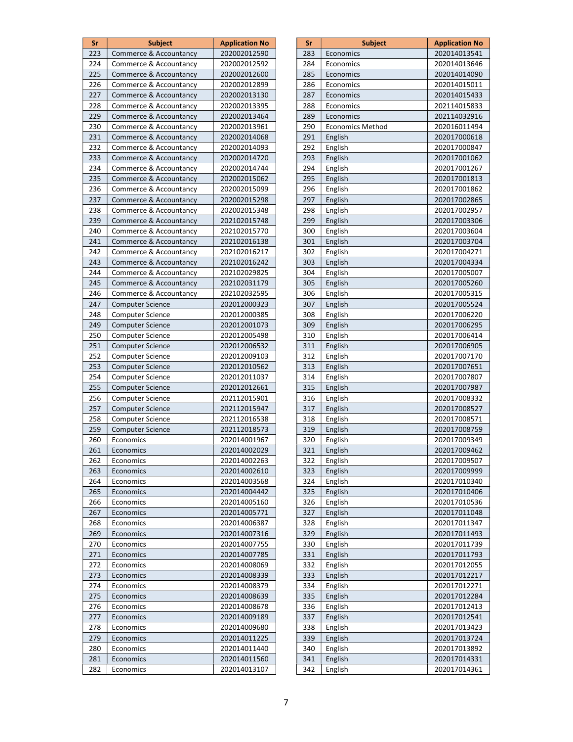| Sr | Subject | Application No |
|---|---|---|
| 223 | Commerce & Accountancy | 202002012590 |
| 224 | Commerce & Accountancy | 202002012592 |
| 225 | Commerce & Accountancy | 202002012600 |
| 226 | Commerce & Accountancy | 202002012899 |
| 227 | Commerce & Accountancy | 202002013130 |
| 228 | Commerce & Accountancy | 202002013395 |
| 229 | Commerce & Accountancy | 202002013464 |
| 230 | Commerce & Accountancy | 202002013961 |
| 231 | Commerce & Accountancy | 202002014068 |
| 232 | Commerce & Accountancy | 202002014093 |
| 233 | Commerce & Accountancy | 202002014720 |
| 234 | Commerce & Accountancy | 202002014744 |
| 235 | Commerce & Accountancy | 202002015062 |
| 236 | Commerce & Accountancy | 202002015099 |
| 237 | Commerce & Accountancy | 202002015298 |
| 238 | Commerce & Accountancy | 202002015348 |
| 239 | Commerce & Accountancy | 202102015748 |
| 240 | Commerce & Accountancy | 202102015770 |
| 241 | Commerce & Accountancy | 202102016138 |
| 242 | Commerce & Accountancy | 202102016217 |
| 243 | Commerce & Accountancy | 202102016242 |
| 244 | Commerce & Accountancy | 202102029825 |
| 245 | Commerce & Accountancy | 202102031179 |
| 246 | Commerce & Accountancy | 202102032595 |
| 247 | Computer Science | 202012000323 |
| 248 | Computer Science | 202012000385 |
| 249 | Computer Science | 202012001073 |
| 250 | Computer Science | 202012005498 |
| 251 | Computer Science | 202012006532 |
| 252 | Computer Science | 202012009103 |
| 253 | Computer Science | 202012010562 |
| 254 | Computer Science | 202012011037 |
| 255 | Computer Science | 202012012661 |
| 256 | Computer Science | 202112015901 |
| 257 | Computer Science | 202112015947 |
| 258 | Computer Science | 202112016538 |
| 259 | Computer Science | 202112018573 |
| 260 | Economics | 202014001967 |
| 261 | Economics | 202014002029 |
| 262 | Economics | 202014002263 |
| 263 | Economics | 202014002610 |
| 264 | Economics | 202014003568 |
| 265 | Economics | 202014004442 |
| 266 | Economics | 202014005160 |
| 267 | Economics | 202014005771 |
| 268 | Economics | 202014006387 |
| 269 | Economics | 202014007316 |
| 270 | Economics | 202014007755 |
| 271 | Economics | 202014007785 |
| 272 | Economics | 202014008069 |
| 273 | Economics | 202014008339 |
| 274 | Economics | 202014008379 |
| 275 | Economics | 202014008639 |
| 276 | Economics | 202014008678 |
| 277 | Economics | 202014009189 |
| 278 | Economics | 202014009680 |
| 279 | Economics | 202014011225 |
| 280 | Economics | 202014011440 |
| 281 | Economics | 202014011560 |
| 282 | Economics | 202014013107 |
| 283 | Economics | 202014013541 |
| 284 | Economics | 202014013646 |
| 285 | Economics | 202014014090 |
| 286 | Economics | 202014015011 |
| 287 | Economics | 202014015433 |
| 288 | Economics | 202114015833 |
| 289 | Economics | 202114032916 |
| 290 | Economics Method | 202016011494 |
| 291 | English | 202017000618 |
| 292 | English | 202017000847 |
| 293 | English | 202017001062 |
| 294 | English | 202017001267 |
| 295 | English | 202017001813 |
| 296 | English | 202017001862 |
| 297 | English | 202017002865 |
| 298 | English | 202017002957 |
| 299 | English | 202017003306 |
| 300 | English | 202017003604 |
| 301 | English | 202017003704 |
| 302 | English | 202017004271 |
| 303 | English | 202017004334 |
| 304 | English | 202017005007 |
| 305 | English | 202017005260 |
| 306 | English | 202017005315 |
| 307 | English | 202017005524 |
| 308 | English | 202017006220 |
| 309 | English | 202017006295 |
| 310 | English | 202017006414 |
| 311 | English | 202017006905 |
| 312 | English | 202017007170 |
| 313 | English | 202017007651 |
| 314 | English | 202017007807 |
| 315 | English | 202017007987 |
| 316 | English | 202017008332 |
| 317 | English | 202017008527 |
| 318 | English | 202017008571 |
| 319 | English | 202017008759 |
| 320 | English | 202017009349 |
| 321 | English | 202017009462 |
| 322 | English | 202017009507 |
| 323 | English | 202017009999 |
| 324 | English | 202017010340 |
| 325 | English | 202017010406 |
| 326 | English | 202017010536 |
| 327 | English | 202017011048 |
| 328 | English | 202017011347 |
| 329 | English | 202017011493 |
| 330 | English | 202017011739 |
| 331 | English | 202017011793 |
| 332 | English | 202017012055 |
| 333 | English | 202017012217 |
| 334 | English | 202017012271 |
| 335 | English | 202017012284 |
| 336 | English | 202017012413 |
| 337 | English | 202017012541 |
| 338 | English | 202017013423 |
| 339 | English | 202017013724 |
| 340 | English | 202017013892 |
| 341 | English | 202017014331 |
| 342 | English | 202017014361 |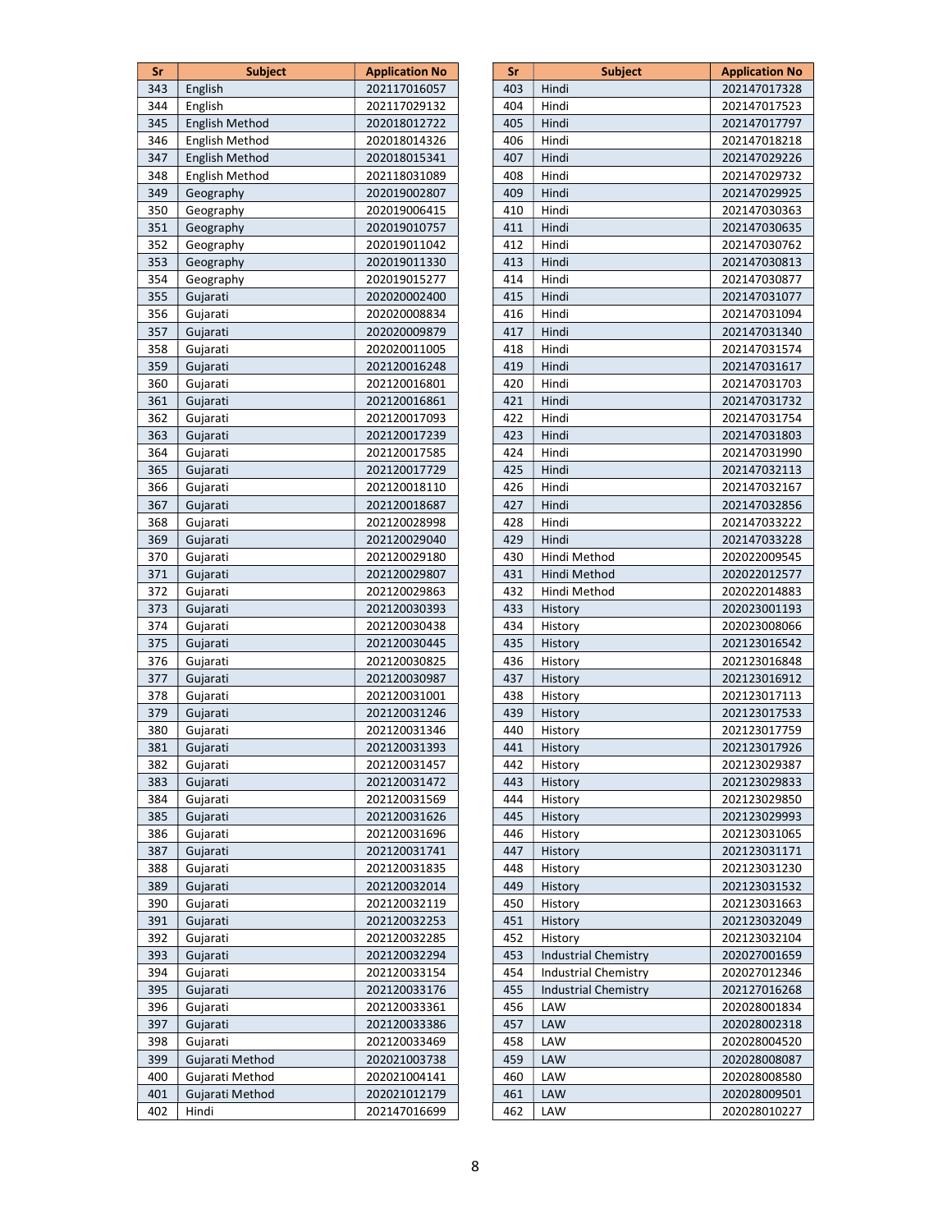| Sr | Subject | Application No |
|---|---|---|
| 343 | English | 202117016057 |
| 344 | English | 202117029132 |
| 345 | English Method | 202018012722 |
| 346 | English Method | 202018014326 |
| 347 | English Method | 202018015341 |
| 348 | English Method | 202118031089 |
| 349 | Geography | 202019002807 |
| 350 | Geography | 202019006415 |
| 351 | Geography | 202019010757 |
| 352 | Geography | 202019011042 |
| 353 | Geography | 202019011330 |
| 354 | Geography | 202019015277 |
| 355 | Gujarati | 202020002400 |
| 356 | Gujarati | 202020008834 |
| 357 | Gujarati | 202020009879 |
| 358 | Gujarati | 202020011005 |
| 359 | Gujarati | 202120016248 |
| 360 | Gujarati | 202120016801 |
| 361 | Gujarati | 202120016861 |
| 362 | Gujarati | 202120017093 |
| 363 | Gujarati | 202120017239 |
| 364 | Gujarati | 202120017585 |
| 365 | Gujarati | 202120017729 |
| 366 | Gujarati | 202120018110 |
| 367 | Gujarati | 202120018687 |
| 368 | Gujarati | 202120028998 |
| 369 | Gujarati | 202120029040 |
| 370 | Gujarati | 202120029180 |
| 371 | Gujarati | 202120029807 |
| 372 | Gujarati | 202120029863 |
| 373 | Gujarati | 202120030393 |
| 374 | Gujarati | 202120030438 |
| 375 | Gujarati | 202120030445 |
| 376 | Gujarati | 202120030825 |
| 377 | Gujarati | 202120030987 |
| 378 | Gujarati | 202120031001 |
| 379 | Gujarati | 202120031246 |
| 380 | Gujarati | 202120031346 |
| 381 | Gujarati | 202120031393 |
| 382 | Gujarati | 202120031457 |
| 383 | Gujarati | 202120031472 |
| 384 | Gujarati | 202120031569 |
| 385 | Gujarati | 202120031626 |
| 386 | Gujarati | 202120031696 |
| 387 | Gujarati | 202120031741 |
| 388 | Gujarati | 202120031835 |
| 389 | Gujarati | 202120032014 |
| 390 | Gujarati | 202120032119 |
| 391 | Gujarati | 202120032253 |
| 392 | Gujarati | 202120032285 |
| 393 | Gujarati | 202120032294 |
| 394 | Gujarati | 202120033154 |
| 395 | Gujarati | 202120033176 |
| 396 | Gujarati | 202120033361 |
| 397 | Gujarati | 202120033386 |
| 398 | Gujarati | 202120033469 |
| 399 | Gujarati Method | 202021003738 |
| 400 | Gujarati Method | 202021004141 |
| 401 | Gujarati Method | 202021012179 |
| 402 | Hindi | 202147016699 |
| 403 | Hindi | 202147017328 |
| 404 | Hindi | 202147017523 |
| 405 | Hindi | 202147017797 |
| 406 | Hindi | 202147018218 |
| 407 | Hindi | 202147029226 |
| 408 | Hindi | 202147029732 |
| 409 | Hindi | 202147029925 |
| 410 | Hindi | 202147030363 |
| 411 | Hindi | 202147030635 |
| 412 | Hindi | 202147030762 |
| 413 | Hindi | 202147030813 |
| 414 | Hindi | 202147030877 |
| 415 | Hindi | 202147031077 |
| 416 | Hindi | 202147031094 |
| 417 | Hindi | 202147031340 |
| 418 | Hindi | 202147031574 |
| 419 | Hindi | 202147031617 |
| 420 | Hindi | 202147031703 |
| 421 | Hindi | 202147031732 |
| 422 | Hindi | 202147031754 |
| 423 | Hindi | 202147031803 |
| 424 | Hindi | 202147031990 |
| 425 | Hindi | 202147032113 |
| 426 | Hindi | 202147032167 |
| 427 | Hindi | 202147032856 |
| 428 | Hindi | 202147033222 |
| 429 | Hindi | 202147033228 |
| 430 | Hindi Method | 202022009545 |
| 431 | Hindi Method | 202022012577 |
| 432 | Hindi Method | 202022014883 |
| 433 | History | 202023001193 |
| 434 | History | 202023008066 |
| 435 | History | 202123016542 |
| 436 | History | 202123016848 |
| 437 | History | 202123016912 |
| 438 | History | 202123017113 |
| 439 | History | 202123017533 |
| 440 | History | 202123017759 |
| 441 | History | 202123017926 |
| 442 | History | 202123029387 |
| 443 | History | 202123029833 |
| 444 | History | 202123029850 |
| 445 | History | 202123029993 |
| 446 | History | 202123031065 |
| 447 | History | 202123031171 |
| 448 | History | 202123031230 |
| 449 | History | 202123031532 |
| 450 | History | 202123031663 |
| 451 | History | 202123032049 |
| 452 | History | 202123032104 |
| 453 | Industrial Chemistry | 202027001659 |
| 454 | Industrial Chemistry | 202027012346 |
| 455 | Industrial Chemistry | 202127016268 |
| 456 | LAW | 202028001834 |
| 457 | LAW | 202028002318 |
| 458 | LAW | 202028004520 |
| 459 | LAW | 202028008087 |
| 460 | LAW | 202028008580 |
| 461 | LAW | 202028009501 |
| 462 | LAW | 202028010227 |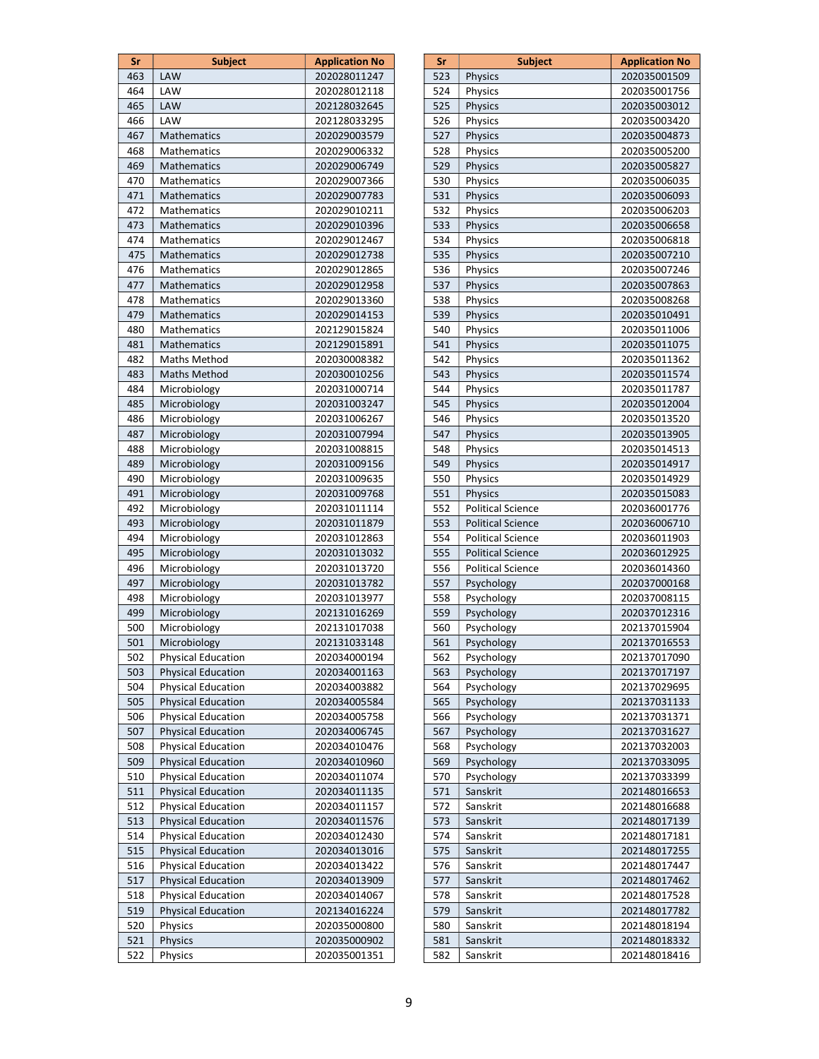| Sr | Subject | Application No |
|---|---|---|
| 463 | LAW | 202028011247 |
| 464 | LAW | 202028012118 |
| 465 | LAW | 202128032645 |
| 466 | LAW | 202128033295 |
| 467 | Mathematics | 202029003579 |
| 468 | Mathematics | 202029006332 |
| 469 | Mathematics | 202029006749 |
| 470 | Mathematics | 202029007366 |
| 471 | Mathematics | 202029007783 |
| 472 | Mathematics | 202029010211 |
| 473 | Mathematics | 202029010396 |
| 474 | Mathematics | 202029012467 |
| 475 | Mathematics | 202029012738 |
| 476 | Mathematics | 202029012865 |
| 477 | Mathematics | 202029012958 |
| 478 | Mathematics | 202029013360 |
| 479 | Mathematics | 202029014153 |
| 480 | Mathematics | 202129015824 |
| 481 | Mathematics | 202129015891 |
| 482 | Maths Method | 202030008382 |
| 483 | Maths Method | 202030010256 |
| 484 | Microbiology | 202031000714 |
| 485 | Microbiology | 202031003247 |
| 486 | Microbiology | 202031006267 |
| 487 | Microbiology | 202031007994 |
| 488 | Microbiology | 202031008815 |
| 489 | Microbiology | 202031009156 |
| 490 | Microbiology | 202031009635 |
| 491 | Microbiology | 202031009768 |
| 492 | Microbiology | 202031011114 |
| 493 | Microbiology | 202031011879 |
| 494 | Microbiology | 202031012863 |
| 495 | Microbiology | 202031013032 |
| 496 | Microbiology | 202031013720 |
| 497 | Microbiology | 202031013782 |
| 498 | Microbiology | 202031013977 |
| 499 | Microbiology | 202131016269 |
| 500 | Microbiology | 202131017038 |
| 501 | Microbiology | 202131033148 |
| 502 | Physical Education | 202034000194 |
| 503 | Physical Education | 202034001163 |
| 504 | Physical Education | 202034003882 |
| 505 | Physical Education | 202034005584 |
| 506 | Physical Education | 202034005758 |
| 507 | Physical Education | 202034006745 |
| 508 | Physical Education | 202034010476 |
| 509 | Physical Education | 202034010960 |
| 510 | Physical Education | 202034011074 |
| 511 | Physical Education | 202034011135 |
| 512 | Physical Education | 202034011157 |
| 513 | Physical Education | 202034011576 |
| 514 | Physical Education | 202034012430 |
| 515 | Physical Education | 202034013016 |
| 516 | Physical Education | 202034013422 |
| 517 | Physical Education | 202034013909 |
| 518 | Physical Education | 202034014067 |
| 519 | Physical Education | 202134016224 |
| 520 | Physics | 202035000800 |
| 521 | Physics | 202035000902 |
| 522 | Physics | 202035001351 |
| 523 | Physics | 202035001509 |
| 524 | Physics | 202035001756 |
| 525 | Physics | 202035003012 |
| 526 | Physics | 202035003420 |
| 527 | Physics | 202035004873 |
| 528 | Physics | 202035005200 |
| 529 | Physics | 202035005827 |
| 530 | Physics | 202035006035 |
| 531 | Physics | 202035006093 |
| 532 | Physics | 202035006203 |
| 533 | Physics | 202035006658 |
| 534 | Physics | 202035006818 |
| 535 | Physics | 202035007210 |
| 536 | Physics | 202035007246 |
| 537 | Physics | 202035007863 |
| 538 | Physics | 202035008268 |
| 539 | Physics | 202035010491 |
| 540 | Physics | 202035011006 |
| 541 | Physics | 202035011075 |
| 542 | Physics | 202035011362 |
| 543 | Physics | 202035011574 |
| 544 | Physics | 202035011787 |
| 545 | Physics | 202035012004 |
| 546 | Physics | 202035013520 |
| 547 | Physics | 202035013905 |
| 548 | Physics | 202035014513 |
| 549 | Physics | 202035014917 |
| 550 | Physics | 202035014929 |
| 551 | Physics | 202035015083 |
| 552 | Political Science | 202036001776 |
| 553 | Political Science | 202036006710 |
| 554 | Political Science | 202036011903 |
| 555 | Political Science | 202036012925 |
| 556 | Political Science | 202036014360 |
| 557 | Psychology | 202037000168 |
| 558 | Psychology | 202037008115 |
| 559 | Psychology | 202037012316 |
| 560 | Psychology | 202137015904 |
| 561 | Psychology | 202137016553 |
| 562 | Psychology | 202137017090 |
| 563 | Psychology | 202137017197 |
| 564 | Psychology | 202137029695 |
| 565 | Psychology | 202137031133 |
| 566 | Psychology | 202137031371 |
| 567 | Psychology | 202137031627 |
| 568 | Psychology | 202137032003 |
| 569 | Psychology | 202137033095 |
| 570 | Psychology | 202137033399 |
| 571 | Sanskrit | 202148016653 |
| 572 | Sanskrit | 202148016688 |
| 573 | Sanskrit | 202148017139 |
| 574 | Sanskrit | 202148017181 |
| 575 | Sanskrit | 202148017255 |
| 576 | Sanskrit | 202148017447 |
| 577 | Sanskrit | 202148017462 |
| 578 | Sanskrit | 202148017528 |
| 579 | Sanskrit | 202148017782 |
| 580 | Sanskrit | 202148018194 |
| 581 | Sanskrit | 202148018332 |
| 582 | Sanskrit | 202148018416 |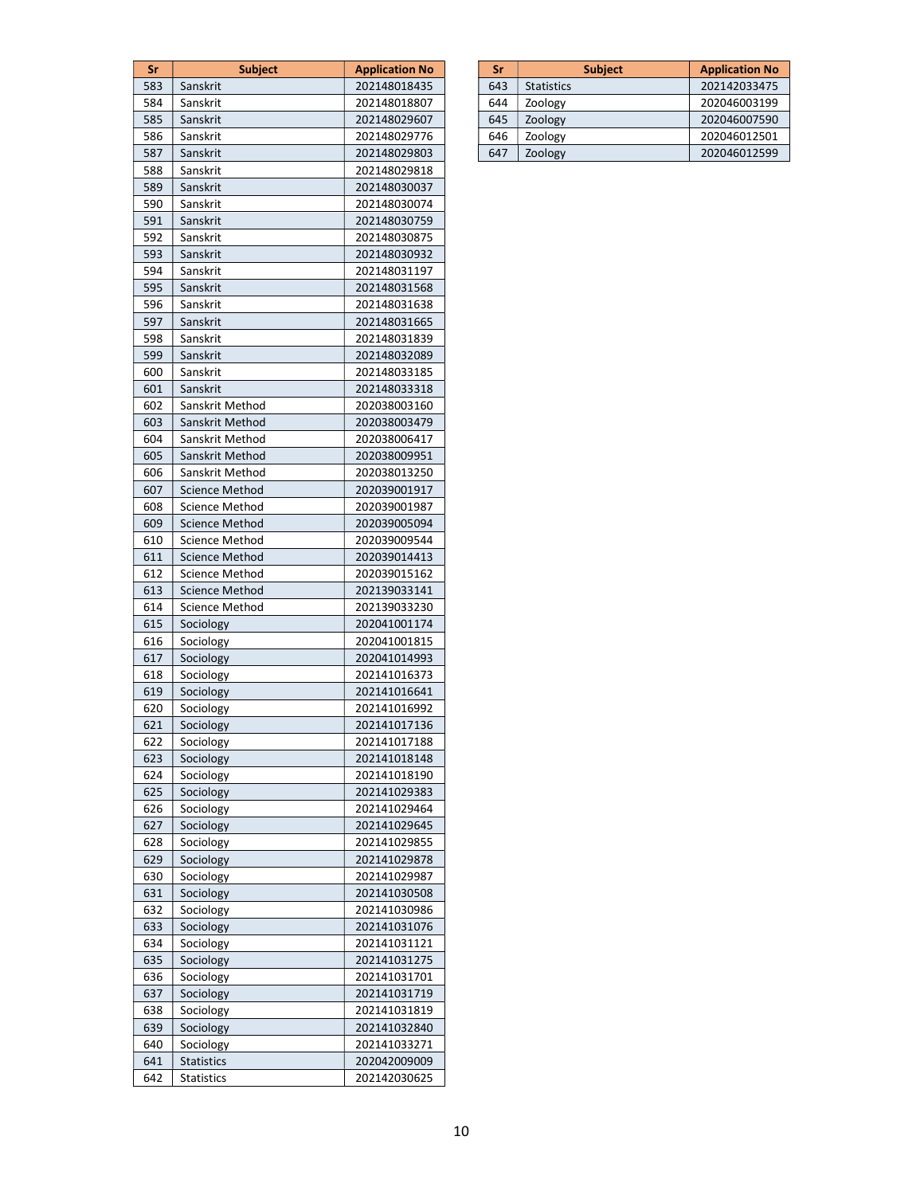| Sr | Subject | Application No |
|---|---|---|
| 583 | Sanskrit | 202148018435 |
| 584 | Sanskrit | 202148018807 |
| 585 | Sanskrit | 202148029607 |
| 586 | Sanskrit | 202148029776 |
| 587 | Sanskrit | 202148029803 |
| 588 | Sanskrit | 202148029818 |
| 589 | Sanskrit | 202148030037 |
| 590 | Sanskrit | 202148030074 |
| 591 | Sanskrit | 202148030759 |
| 592 | Sanskrit | 202148030875 |
| 593 | Sanskrit | 202148030932 |
| 594 | Sanskrit | 202148031197 |
| 595 | Sanskrit | 202148031568 |
| 596 | Sanskrit | 202148031638 |
| 597 | Sanskrit | 202148031665 |
| 598 | Sanskrit | 202148031839 |
| 599 | Sanskrit | 202148032089 |
| 600 | Sanskrit | 202148033185 |
| 601 | Sanskrit | 202148033318 |
| 602 | Sanskrit Method | 202038003160 |
| 603 | Sanskrit Method | 202038003479 |
| 604 | Sanskrit Method | 202038006417 |
| 605 | Sanskrit Method | 202038009951 |
| 606 | Sanskrit Method | 202038013250 |
| 607 | Science Method | 202039001917 |
| 608 | Science Method | 202039001987 |
| 609 | Science Method | 202039005094 |
| 610 | Science Method | 202039009544 |
| 611 | Science Method | 202039014413 |
| 612 | Science Method | 202039015162 |
| 613 | Science Method | 202139033141 |
| 614 | Science Method | 202139033230 |
| 615 | Sociology | 202041001174 |
| 616 | Sociology | 202041001815 |
| 617 | Sociology | 202041014993 |
| 618 | Sociology | 202141016373 |
| 619 | Sociology | 202141016641 |
| 620 | Sociology | 202141016992 |
| 621 | Sociology | 202141017136 |
| 622 | Sociology | 202141017188 |
| 623 | Sociology | 202141018148 |
| 624 | Sociology | 202141018190 |
| 625 | Sociology | 202141029383 |
| 626 | Sociology | 202141029464 |
| 627 | Sociology | 202141029645 |
| 628 | Sociology | 202141029855 |
| 629 | Sociology | 202141029878 |
| 630 | Sociology | 202141029987 |
| 631 | Sociology | 202141030508 |
| 632 | Sociology | 202141030986 |
| 633 | Sociology | 202141031076 |
| 634 | Sociology | 202141031121 |
| 635 | Sociology | 202141031275 |
| 636 | Sociology | 202141031701 |
| 637 | Sociology | 202141031719 |
| 638 | Sociology | 202141031819 |
| 639 | Sociology | 202141032840 |
| 640 | Sociology | 202141033271 |
| 641 | Statistics | 202042009009 |
| 642 | Statistics | 202142030625 |
| 643 | Statistics | 202142033475 |
| 644 | Zoology | 202046003199 |
| 645 | Zoology | 202046007590 |
| 646 | Zoology | 202046012501 |
| 647 | Zoology | 202046012599 |